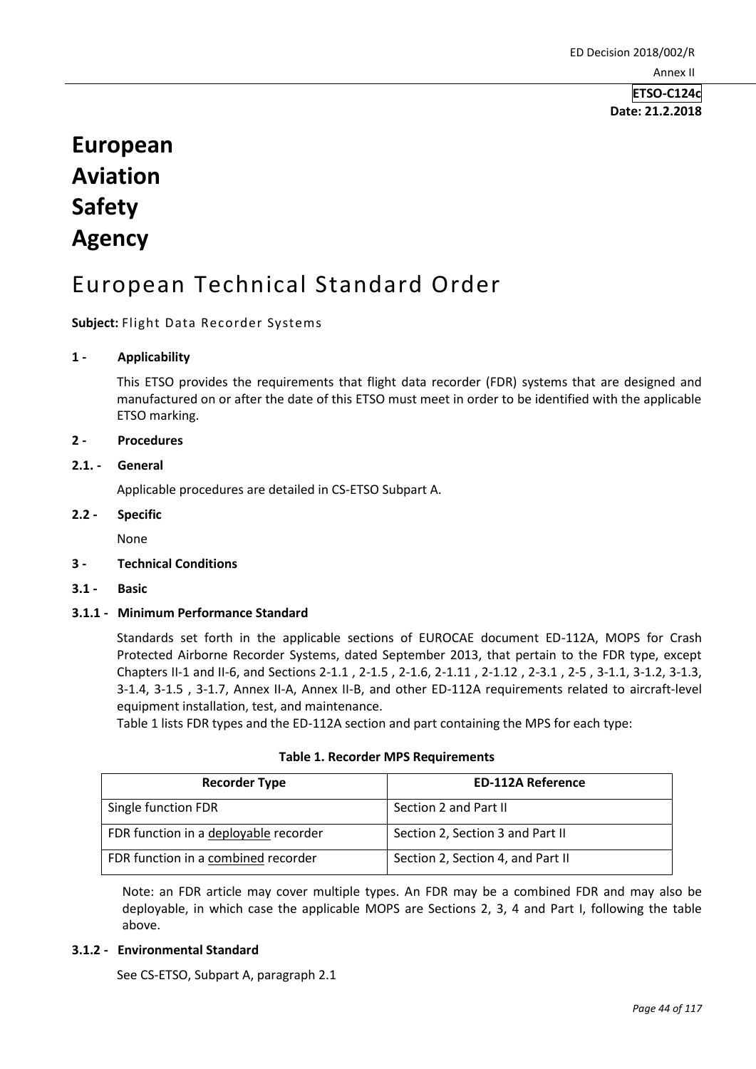ED Decision 2018/002/R

Annex II

**ETSO-C124c**
**Date: 21.2.2018**

# European Aviation Safety Agency

# European Technical Standard Order

**Subject:** Flight Data Recorder Systems

## 1 - Applicability

This ETSO provides the requirements that flight data recorder (FDR) systems that are designed and manufactured on or after the date of this ETSO must meet in order to be identified with the applicable ETSO marking.

## 2 - Procedures

### 2.1. - General

Applicable procedures are detailed in CS-ETSO Subpart A.

### 2.2 - Specific

None

## 3 - Technical Conditions

### 3.1 - Basic

#### 3.1.1 - Minimum Performance Standard

Standards set forth in the applicable sections of EUROCAE document ED-112A, MOPS for Crash Protected Airborne Recorder Systems, dated September 2013, that pertain to the FDR type, except Chapters II-1 and II-6, and Sections 2-1.1 , 2-1.5 , 2-1.6, 2-1.11 , 2-1.12 , 2-3.1 , 2-5 , 3-1.1, 3-1.2, 3-1.3, 3-1.4, 3-1.5 , 3-1.7, Annex II-A, Annex II-B, and other ED-112A requirements related to aircraft-level equipment installation, test, and maintenance.

Table 1 lists FDR types and the ED-112A section and part containing the MPS for each type:

**Table 1. Recorder MPS Requirements**

| Recorder Type | ED-112A Reference |
|---|---|
| Single function FDR | Section 2 and Part II |
| FDR function in a deployable recorder | Section 2, Section 3 and Part II |
| FDR function in a combined recorder | Section 2, Section 4, and Part II |

Note: an FDR article may cover multiple types. An FDR may be a combined FDR and may also be deployable, in which case the applicable MOPS are Sections 2, 3, 4 and Part I, following the table above.

#### 3.1.2 - Environmental Standard

See CS-ETSO, Subpart A, paragraph 2.1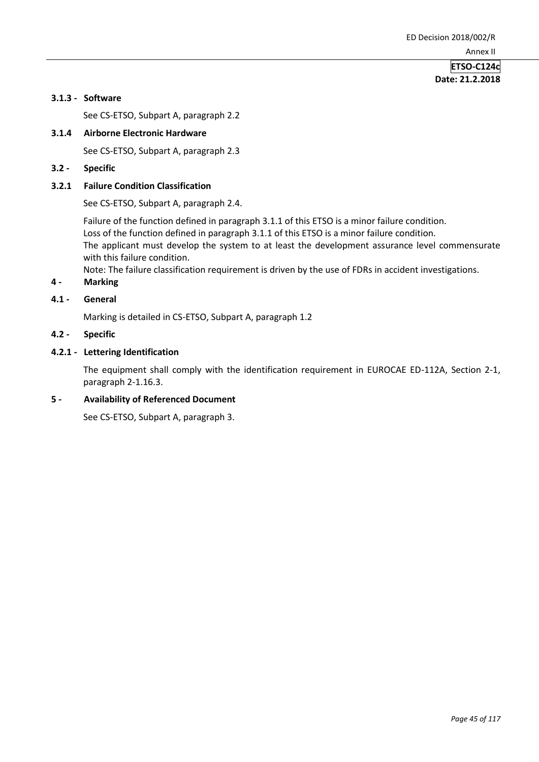#### 3.1.3 - Software

See CS-ETSO, Subpart A, paragraph 2.2

#### 3.1.4 Airborne Electronic Hardware

See CS-ETSO, Subpart A, paragraph 2.3

### 3.2 - Specific

#### 3.2.1 Failure Condition Classification

See CS-ETSO, Subpart A, paragraph 2.4.

Failure of the function defined in paragraph 3.1.1 of this ETSO is a minor failure condition.
Loss of the function defined in paragraph 3.1.1 of this ETSO is a minor failure condition.
The applicant must develop the system to at least the development assurance level commensurate with this failure condition.
Note: The failure classification requirement is driven by the use of FDRs in accident investigations.

## 4 - Marking

### 4.1 - General

Marking is detailed in CS-ETSO, Subpart A, paragraph 1.2

### 4.2 - Specific

#### 4.2.1 - Lettering Identification

The equipment shall comply with the identification requirement in EUROCAE ED-112A, Section 2-1, paragraph 2-1.16.3.

## 5 - Availability of Referenced Document

See CS-ETSO, Subpart A, paragraph 3.